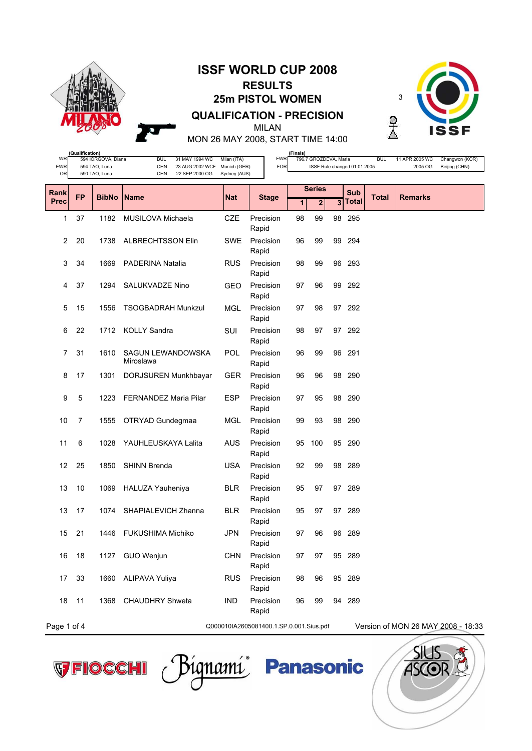# ISSF WORLD CUP 2008

## RESULTS

## 25m PISTOL WOMEN

## QUALIFICATION - PRECISION

MILAN

MON 26 MAY 2008, START TIME 14:00

| | (Qualification) | | | | | (Finals) | | | |
|---|---|---|---|---|---|---|---|---|---|
| WR | 594 IORGOVA, Diana | BUL | 31 MAY 1994 WC | Milan (ITA) | FWR | 796.7 GROZDEVA, Maria | BUL | 11 APR 2005 WC | Changwon (KOR) |
| EWR | 594 TAO, Luna | CHN | 23 AUG 2002 WCF | Munich (GER) | FOR | ISSF Rule changed 01.01.2005 | | 2005 OG | Beijing (CHN) |
| OR | 590 TAO, Luna | CHN | 22 SEP 2000 OG | Sydney (AUS) | | | | | |

| Rank Prec | FP | BibNo | Name | Nat | Stage | Series 1 | 2 | 3 | Sub Total | Total | Remarks |
|---|---|---|---|---|---|---|---|---|---|---|---|
| 1 | 37 | 1182 | MUSILOVA Michaela | CZE | Precision Rapid | 98 | 99 | 98 | 295 | | |
| 2 | 20 | 1738 | ALBRECHTSSON Elin | SWE | Precision Rapid | 96 | 99 | 99 | 294 | | |
| 3 | 34 | 1669 | PADERINA Natalia | RUS | Precision Rapid | 98 | 99 | 96 | 293 | | |
| 4 | 37 | 1294 | SALUKVADZE Nino | GEO | Precision Rapid | 97 | 96 | 99 | 292 | | |
| 5 | 15 | 1556 | TSOGBADRAH Munkzul | MGL | Precision Rapid | 97 | 98 | 97 | 292 | | |
| 6 | 22 | 1712 | KOLLY Sandra | SUI | Precision Rapid | 98 | 97 | 97 | 292 | | |
| 7 | 31 | 1610 | SAGUN LEWANDOWSKA Miroslawa | POL | Precision Rapid | 96 | 99 | 96 | 291 | | |
| 8 | 17 | 1301 | DORJSUREN Munkhbayar | GER | Precision Rapid | 96 | 96 | 98 | 290 | | |
| 9 | 5 | 1223 | FERNANDEZ Maria Pilar | ESP | Precision Rapid | 97 | 95 | 98 | 290 | | |
| 10 | 7 | 1555 | OTRYAD Gundegmaa | MGL | Precision Rapid | 99 | 93 | 98 | 290 | | |
| 11 | 6 | 1028 | YAUHLEUSKAYA Lalita | AUS | Precision Rapid | 95 | 100 | 95 | 290 | | |
| 12 | 25 | 1850 | SHINN Brenda | USA | Precision Rapid | 92 | 99 | 98 | 289 | | |
| 13 | 10 | 1069 | HALUZA Yauheniya | BLR | Precision Rapid | 95 | 97 | 97 | 289 | | |
| 13 | 17 | 1074 | SHAPIALEVICH Zhanna | BLR | Precision Rapid | 95 | 97 | 97 | 289 | | |
| 15 | 21 | 1446 | FUKUSHIMA Michiko | JPN | Precision Rapid | 97 | 96 | 96 | 289 | | |
| 16 | 18 | 1127 | GUO Wenjun | CHN | Precision Rapid | 97 | 97 | 95 | 289 | | |
| 17 | 33 | 1660 | ALIPAVA Yuliya | RUS | Precision Rapid | 98 | 96 | 95 | 289 | | |
| 18 | 11 | 1368 | CHAUDHRY Shweta | IND | Precision Rapid | 96 | 99 | 94 | 289 | | |

Q000010IA2605081400.1.SP.0.001.Sius.pdf — Version of MON 26 MAY 2008 - 18:33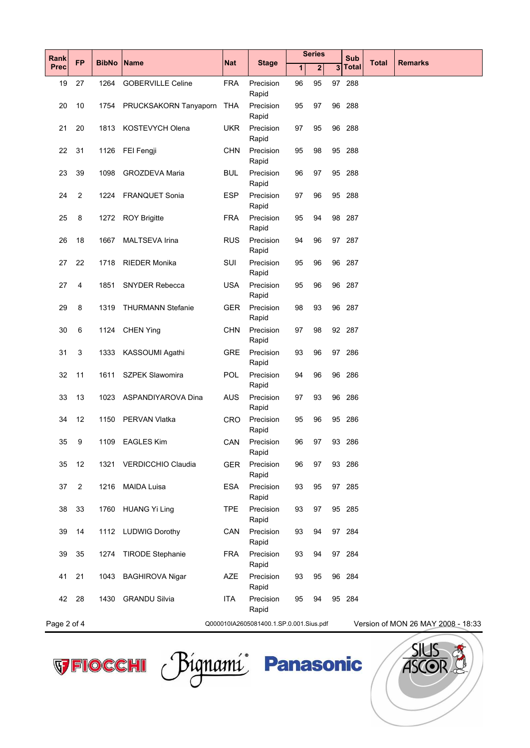| Rank Prec | FP | BibNo | Name | Nat | Stage | Series 1 | Series 2 | Series 3 | Sub Total | Total | Remarks |
|---|---|---|---|---|---|---|---|---|---|---|---|
| 19 | 27 | 1264 | GOBERVILLE Celine | FRA | Precision Rapid | 96 | 95 | 97 | 288 | | |
| 20 | 10 | 1754 | PRUCKSAKORN Tanyaporn | THA | Precision Rapid | 95 | 97 | 96 | 288 | | |
| 21 | 20 | 1813 | KOSTEVYCH Olena | UKR | Precision Rapid | 97 | 95 | 96 | 288 | | |
| 22 | 31 | 1126 | FEI Fengji | CHN | Precision Rapid | 95 | 98 | 95 | 288 | | |
| 23 | 39 | 1098 | GROZDEVA Maria | BUL | Precision Rapid | 96 | 97 | 95 | 288 | | |
| 24 | 2 | 1224 | FRANQUET Sonia | ESP | Precision Rapid | 97 | 96 | 95 | 288 | | |
| 25 | 8 | 1272 | ROY Brigitte | FRA | Precision Rapid | 95 | 94 | 98 | 287 | | |
| 26 | 18 | 1667 | MALTSEVA Irina | RUS | Precision Rapid | 94 | 96 | 97 | 287 | | |
| 27 | 22 | 1718 | RIEDER Monika | SUI | Precision Rapid | 95 | 96 | 96 | 287 | | |
| 27 | 4 | 1851 | SNYDER Rebecca | USA | Precision Rapid | 95 | 96 | 96 | 287 | | |
| 29 | 8 | 1319 | THURMANN Stefanie | GER | Precision Rapid | 98 | 93 | 96 | 287 | | |
| 30 | 6 | 1124 | CHEN Ying | CHN | Precision Rapid | 97 | 98 | 92 | 287 | | |
| 31 | 3 | 1333 | KASSOUMI Agathi | GRE | Precision Rapid | 93 | 96 | 97 | 286 | | |
| 32 | 11 | 1611 | SZPEK Slawomira | POL | Precision Rapid | 94 | 96 | 96 | 286 | | |
| 33 | 13 | 1023 | ASPANDIYAROVA Dina | AUS | Precision Rapid | 97 | 93 | 96 | 286 | | |
| 34 | 12 | 1150 | PERVAN Vlatka | CRO | Precision Rapid | 95 | 96 | 95 | 286 | | |
| 35 | 9 | 1109 | EAGLES Kim | CAN | Precision Rapid | 96 | 97 | 93 | 286 | | |
| 35 | 12 | 1321 | VERDICCHIO Claudia | GER | Precision Rapid | 96 | 97 | 93 | 286 | | |
| 37 | 2 | 1216 | MAIDA Luisa | ESA | Precision Rapid | 93 | 95 | 97 | 285 | | |
| 38 | 33 | 1760 | HUANG Yi Ling | TPE | Precision Rapid | 93 | 97 | 95 | 285 | | |
| 39 | 14 | 1112 | LUDWIG Dorothy | CAN | Precision Rapid | 93 | 94 | 97 | 284 | | |
| 39 | 35 | 1274 | TIRODE Stephanie | FRA | Precision Rapid | 93 | 94 | 97 | 284 | | |
| 41 | 21 | 1043 | BAGHIROVA Nigar | AZE | Precision Rapid | 93 | 95 | 96 | 284 | | |
| 42 | 28 | 1430 | GRANDU Silvia | ITA | Precision Rapid | 95 | 94 | 95 | 284 | | |

Q000010IA2605081400.1.SP.0.001.Sius.pdf — Version of MON 26 MAY 2008 - 18:33

FIOCCHI Bignami Panasonic SIUS ASCOR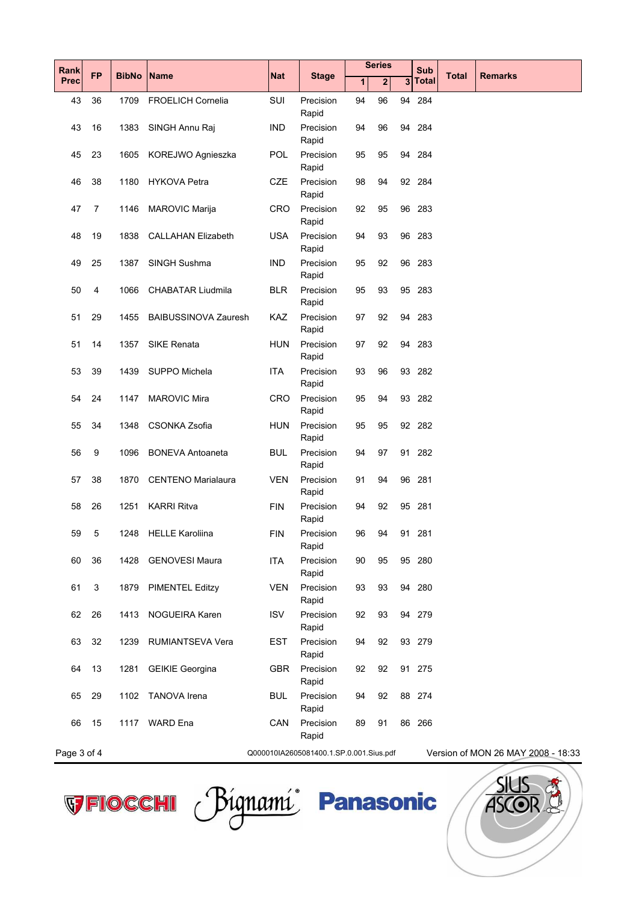| Rank Prec | FP | BibNo | Name | Nat | Stage | Series 1 | Series 2 | Series 3 | Sub Total | Total | Remarks |
|---|---|---|---|---|---|---|---|---|---|---|---|
| 43 | 36 | 1709 | FROELICH Cornelia | SUI | Precision Rapid | 94 | 96 | 94 | 284 | | |
| 43 | 16 | 1383 | SINGH Annu Raj | IND | Precision Rapid | 94 | 96 | 94 | 284 | | |
| 45 | 23 | 1605 | KOREJWO Agnieszka | POL | Precision Rapid | 95 | 95 | 94 | 284 | | |
| 46 | 38 | 1180 | HYKOVA Petra | CZE | Precision Rapid | 98 | 94 | 92 | 284 | | |
| 47 | 7 | 1146 | MAROVIC Marija | CRO | Precision Rapid | 92 | 95 | 96 | 283 | | |
| 48 | 19 | 1838 | CALLAHAN Elizabeth | USA | Precision Rapid | 94 | 93 | 96 | 283 | | |
| 49 | 25 | 1387 | SINGH Sushma | IND | Precision Rapid | 95 | 92 | 96 | 283 | | |
| 50 | 4 | 1066 | CHABATAR Liudmila | BLR | Precision Rapid | 95 | 93 | 95 | 283 | | |
| 51 | 29 | 1455 | BAIBUSSINOVA Zauresh | KAZ | Precision Rapid | 97 | 92 | 94 | 283 | | |
| 51 | 14 | 1357 | SIKE Renata | HUN | Precision Rapid | 97 | 92 | 94 | 283 | | |
| 53 | 39 | 1439 | SUPPO Michela | ITA | Precision Rapid | 93 | 96 | 93 | 282 | | |
| 54 | 24 | 1147 | MAROVIC Mira | CRO | Precision Rapid | 95 | 94 | 93 | 282 | | |
| 55 | 34 | 1348 | CSONKA Zsofia | HUN | Precision Rapid | 95 | 95 | 92 | 282 | | |
| 56 | 9 | 1096 | BONEVA Antoaneta | BUL | Precision Rapid | 94 | 97 | 91 | 282 | | |
| 57 | 38 | 1870 | CENTENO Marialaura | VEN | Precision Rapid | 91 | 94 | 96 | 281 | | |
| 58 | 26 | 1251 | KARRI Ritva | FIN | Precision Rapid | 94 | 92 | 95 | 281 | | |
| 59 | 5 | 1248 | HELLE Karoliina | FIN | Precision Rapid | 96 | 94 | 91 | 281 | | |
| 60 | 36 | 1428 | GENOVESI Maura | ITA | Precision Rapid | 90 | 95 | 95 | 280 | | |
| 61 | 3 | 1879 | PIMENTEL Editzy | VEN | Precision Rapid | 93 | 93 | 94 | 280 | | |
| 62 | 26 | 1413 | NOGUEIRA Karen | ISV | Precision Rapid | 92 | 93 | 94 | 279 | | |
| 63 | 32 | 1239 | RUMIANTSEVA Vera | EST | Precision Rapid | 94 | 92 | 93 | 279 | | |
| 64 | 13 | 1281 | GEIKIE Georgina | GBR | Precision Rapid | 92 | 92 | 91 | 275 | | |
| 65 | 29 | 1102 | TANOVA Irena | BUL | Precision Rapid | 94 | 92 | 88 | 274 | | |
| 66 | 15 | 1117 | WARD Ena | CAN | Precision Rapid | 89 | 91 | 86 | 266 | | |

Q000010IA2605081400.1.SP.0.001.Sius.pdf

Version of MON 26 MAY 2008 - 18:33

FIOCCHI Bignami Panasonic SIUS ASCOR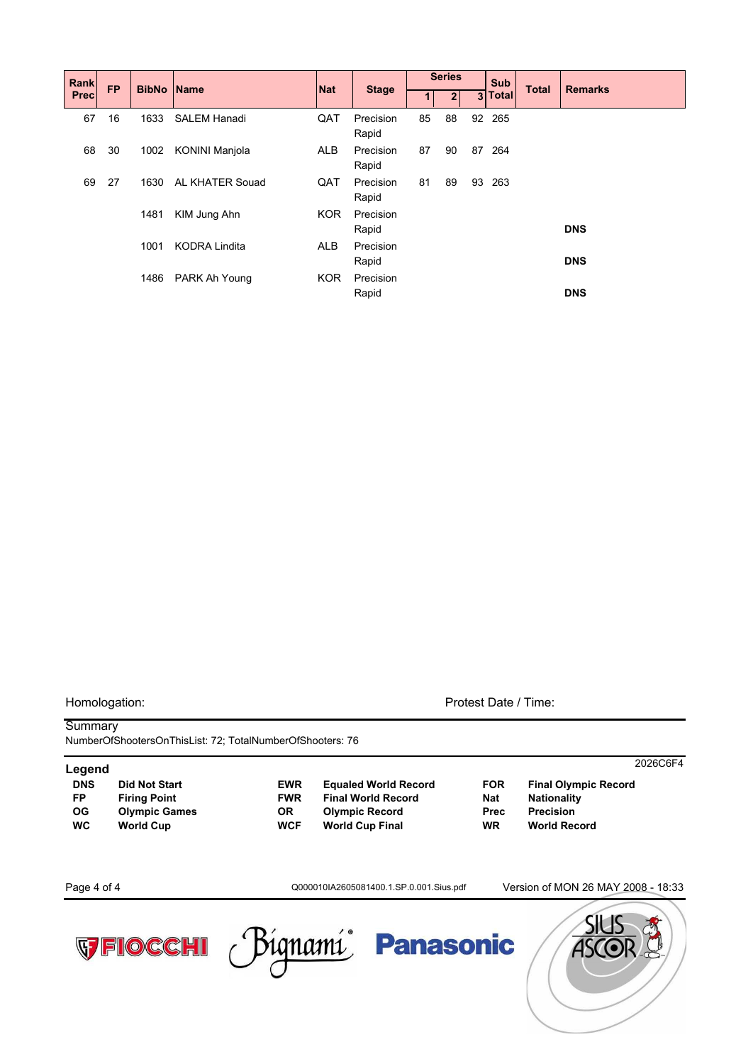| Rank Prec | FP | BibNo | Name | Nat | Stage | Series 1 | Series 2 | Series 3 | Sub Total | Total | Remarks |
|---|---|---|---|---|---|---|---|---|---|---|---|
| 67 | 16 | 1633 | SALEM Hanadi | QAT | Precision | 85 | 88 | 92 | 265 | | |
| | | | | | Rapid | | | | | | |
| 68 | 30 | 1002 | KONINI Manjola | ALB | Precision | 87 | 90 | 87 | 264 | | |
| | | | | | Rapid | | | | | | |
| 69 | 27 | 1630 | AL KHATER Souad | QAT | Precision | 81 | 89 | 93 | 263 | | |
| | | | | | Rapid | | | | | | |
| | | 1481 | KIM Jung Ahn | KOR | Precision | | | | | | |
| | | | | | Rapid | | | | | | **DNS** |
| | | 1001 | KODRA Lindita | ALB | Precision | | | | | | |
| | | | | | Rapid | | | | | | **DNS** |
| | | 1486 | PARK Ah Young | KOR | Precision | | | | | | |
| | | | | | Rapid | | | | | | **DNS** |

Homologation:

Protest Date / Time:

Summary

NumberOfShootersOnThisList: 72; TotalNumberOfShooters: 76

2026C6F4

**Legend**

| | | | | | |
|---|---|---|---|---|---|
| **DNS** | **Did Not Start** | **EWR** | **Equaled World Record** | **FOR** | **Final Olympic Record** |
| **FP** | **Firing Point** | **FWR** | **Final World Record** | **Nat** | **Nationality** |
| **OG** | **Olympic Games** | **OR** | **Olympic Record** | **Prec** | **Precision** |
| **WC** | **World Cup** | **WCF** | **World Cup Final** | **WR** | **World Record** |

Q000010IA2605081400.1.SP.0.001.Sius.pdf

Version of MON 26 MAY 2008 - 18:33

FIOCCHI Bignami Panasonic SIUS ASCOR